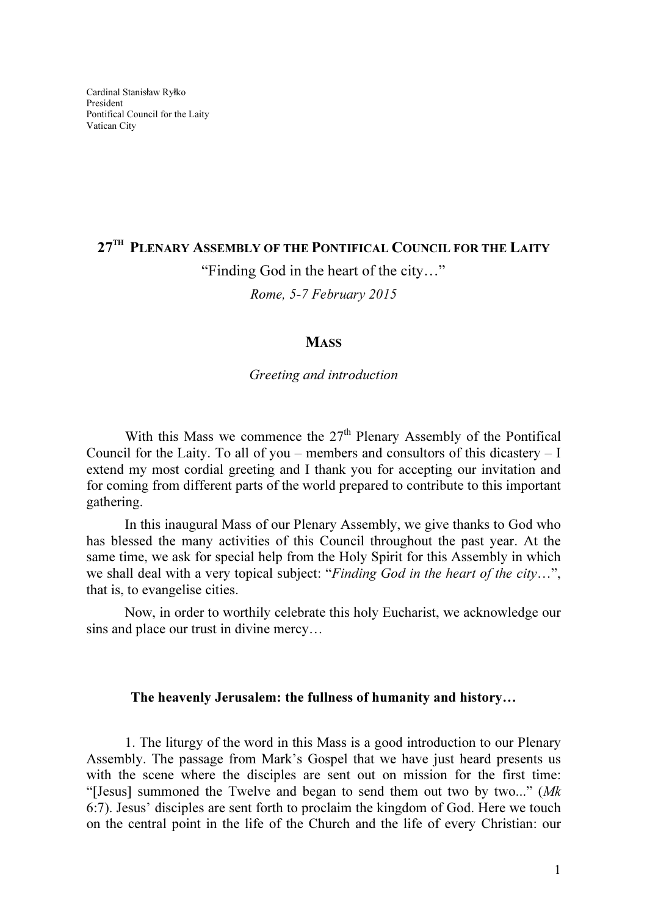Cardinal Stanisław Ryłko
President
Pontifical Council for the Laity
Vatican City

# 27TH PLENARY ASSEMBLY OF THE PONTIFICAL COUNCIL FOR THE LAITY

"Finding God in the heart of the city…"

*Rome, 5-7 February 2015*

## MASS

*Greeting and introduction*

With this Mass we commence the 27th Plenary Assembly of the Pontifical Council for the Laity. To all of you – members and consultors of this dicastery – I extend my most cordial greeting and I thank you for accepting our invitation and for coming from different parts of the world prepared to contribute to this important gathering.

In this inaugural Mass of our Plenary Assembly, we give thanks to God who has blessed the many activities of this Council throughout the past year. At the same time, we ask for special help from the Holy Spirit for this Assembly in which we shall deal with a very topical subject: "*Finding God in the heart of the city*…", that is, to evangelise cities.

Now, in order to worthily celebrate this holy Eucharist, we acknowledge our sins and place our trust in divine mercy…

### The heavenly Jerusalem: the fullness of humanity and history…

1. The liturgy of the word in this Mass is a good introduction to our Plenary Assembly. The passage from Mark's Gospel that we have just heard presents us with the scene where the disciples are sent out on mission for the first time: "[Jesus] summoned the Twelve and began to send them out two by two..." (*Mk* 6:7). Jesus' disciples are sent forth to proclaim the kingdom of God. Here we touch on the central point in the life of the Church and the life of every Christian: our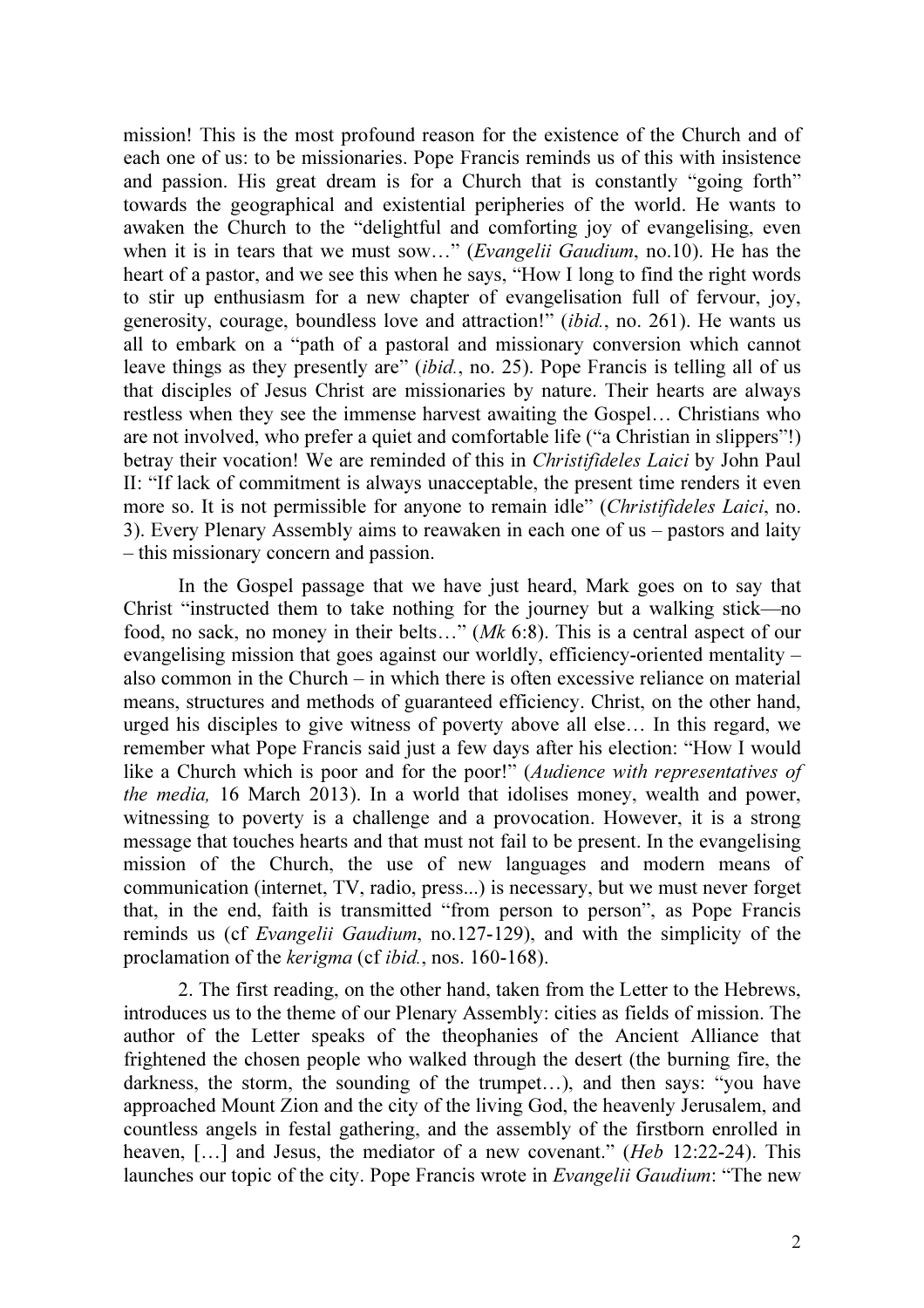mission! This is the most profound reason for the existence of the Church and of each one of us: to be missionaries. Pope Francis reminds us of this with insistence and passion. His great dream is for a Church that is constantly "going forth" towards the geographical and existential peripheries of the world. He wants to awaken the Church to the "delightful and comforting joy of evangelising, even when it is in tears that we must sow…" (*Evangelii Gaudium*, no.10). He has the heart of a pastor, and we see this when he says, "How I long to find the right words to stir up enthusiasm for a new chapter of evangelisation full of fervour, joy, generosity, courage, boundless love and attraction!" (*ibid.*, no. 261). He wants us all to embark on a "path of a pastoral and missionary conversion which cannot leave things as they presently are" (*ibid.*, no. 25). Pope Francis is telling all of us that disciples of Jesus Christ are missionaries by nature. Their hearts are always restless when they see the immense harvest awaiting the Gospel… Christians who are not involved, who prefer a quiet and comfortable life ("a Christian in slippers"!) betray their vocation! We are reminded of this in *Christifideles Laici* by John Paul II: "If lack of commitment is always unacceptable, the present time renders it even more so. It is not permissible for anyone to remain idle" (*Christifideles Laici*, no. 3). Every Plenary Assembly aims to reawaken in each one of us – pastors and laity – this missionary concern and passion.

In the Gospel passage that we have just heard, Mark goes on to say that Christ "instructed them to take nothing for the journey but a walking stick—no food, no sack, no money in their belts…" (*Mk* 6:8). This is a central aspect of our evangelising mission that goes against our worldly, efficiency-oriented mentality – also common in the Church – in which there is often excessive reliance on material means, structures and methods of guaranteed efficiency. Christ, on the other hand, urged his disciples to give witness of poverty above all else… In this regard, we remember what Pope Francis said just a few days after his election: "How I would like a Church which is poor and for the poor!" (*Audience with representatives of the media,* 16 March 2013). In a world that idolises money, wealth and power, witnessing to poverty is a challenge and a provocation. However, it is a strong message that touches hearts and that must not fail to be present. In the evangelising mission of the Church, the use of new languages and modern means of communication (internet, TV, radio, press...) is necessary, but we must never forget that, in the end, faith is transmitted "from person to person", as Pope Francis reminds us (cf *Evangelii Gaudium*, no.127-129), and with the simplicity of the proclamation of the *kerigma* (cf *ibid.*, nos. 160-168).

2. The first reading, on the other hand, taken from the Letter to the Hebrews, introduces us to the theme of our Plenary Assembly: cities as fields of mission. The author of the Letter speaks of the theophanies of the Ancient Alliance that frightened the chosen people who walked through the desert (the burning fire, the darkness, the storm, the sounding of the trumpet…), and then says: "you have approached Mount Zion and the city of the living God, the heavenly Jerusalem, and countless angels in festal gathering, and the assembly of the firstborn enrolled in heaven, […] and Jesus, the mediator of a new covenant." (*Heb* 12:22-24). This launches our topic of the city. Pope Francis wrote in *Evangelii Gaudium*: "The new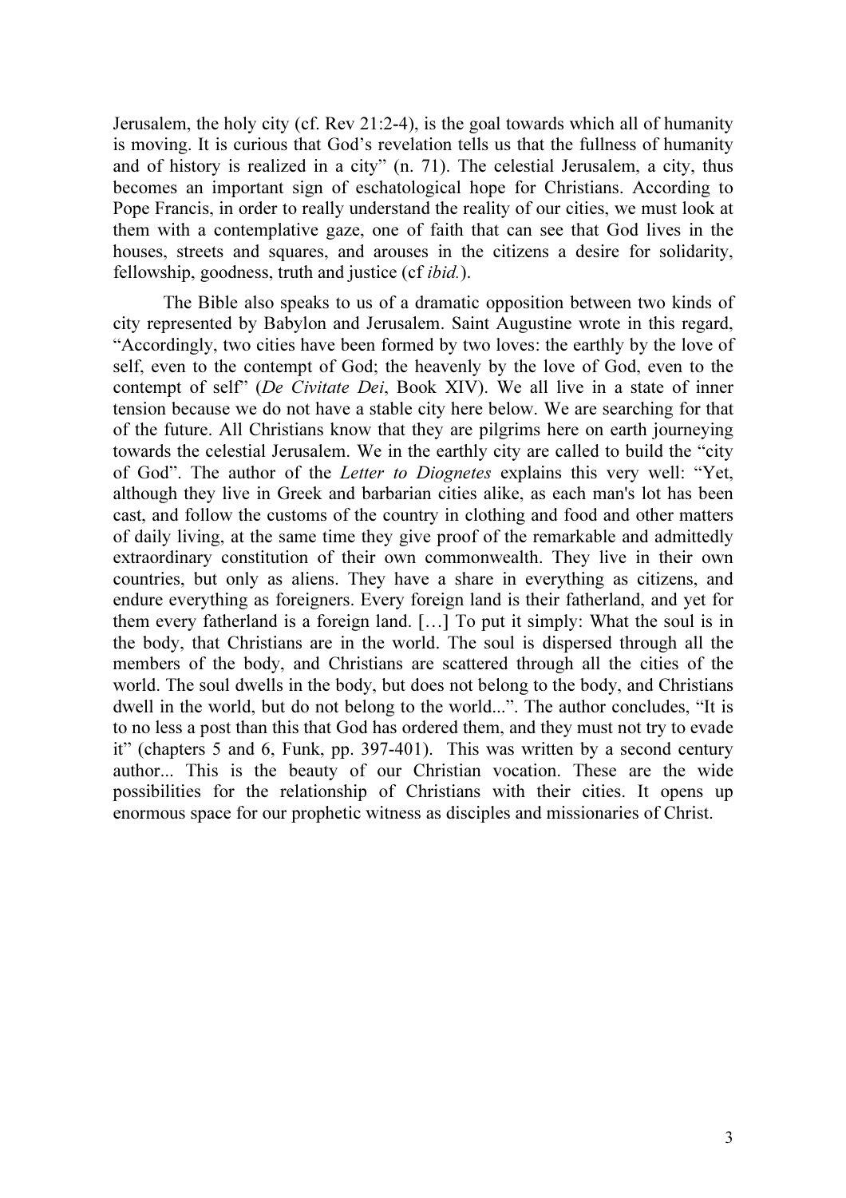Jerusalem, the holy city (cf. Rev 21:2-4), is the goal towards which all of humanity is moving. It is curious that God's revelation tells us that the fullness of humanity and of history is realized in a city" (n. 71). The celestial Jerusalem, a city, thus becomes an important sign of eschatological hope for Christians. According to Pope Francis, in order to really understand the reality of our cities, we must look at them with a contemplative gaze, one of faith that can see that God lives in the houses, streets and squares, and arouses in the citizens a desire for solidarity, fellowship, goodness, truth and justice (cf *ibid.*).

The Bible also speaks to us of a dramatic opposition between two kinds of city represented by Babylon and Jerusalem. Saint Augustine wrote in this regard, "Accordingly, two cities have been formed by two loves: the earthly by the love of self, even to the contempt of God; the heavenly by the love of God, even to the contempt of self" (*De Civitate Dei*, Book XIV). We all live in a state of inner tension because we do not have a stable city here below. We are searching for that of the future. All Christians know that they are pilgrims here on earth journeying towards the celestial Jerusalem. We in the earthly city are called to build the "city of God". The author of the *Letter to Diognetes* explains this very well: "Yet, although they live in Greek and barbarian cities alike, as each man's lot has been cast, and follow the customs of the country in clothing and food and other matters of daily living, at the same time they give proof of the remarkable and admittedly extraordinary constitution of their own commonwealth. They live in their own countries, but only as aliens. They have a share in everything as citizens, and endure everything as foreigners. Every foreign land is their fatherland, and yet for them every fatherland is a foreign land. […] To put it simply: What the soul is in the body, that Christians are in the world. The soul is dispersed through all the members of the body, and Christians are scattered through all the cities of the world. The soul dwells in the body, but does not belong to the body, and Christians dwell in the world, but do not belong to the world...". The author concludes, "It is to no less a post than this that God has ordered them, and they must not try to evade it" (chapters 5 and 6, Funk, pp. 397-401). This was written by a second century author... This is the beauty of our Christian vocation. These are the wide possibilities for the relationship of Christians with their cities. It opens up enormous space for our prophetic witness as disciples and missionaries of Christ.